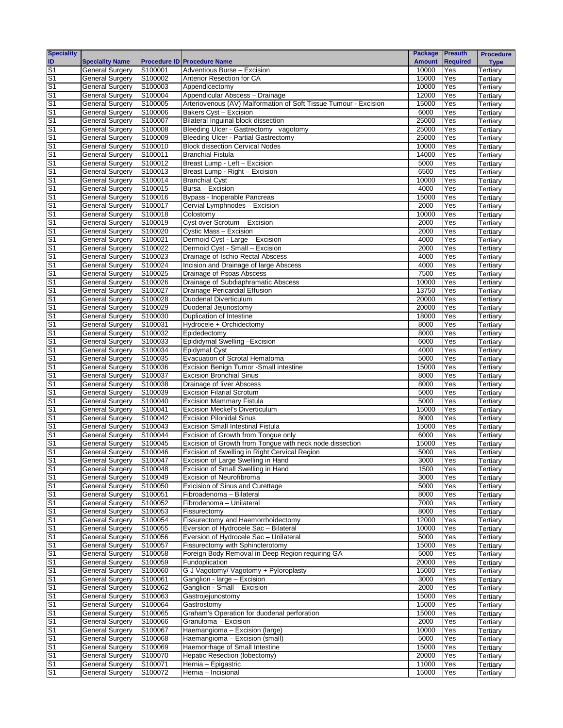| Speciality ID | Speciality Name | Procedure ID | Procedure Name | Package Amount | Preauth Required | Procedure Type |
|---|---|---|---|---|---|---|
| S1 | General Surgery | S100001 | Adventious Burse – Excision | 10000 | Yes | Tertiary |
| S1 | General Surgery | S100002 | Anterior Resection for CA | 15000 | Yes | Tertiary |
| S1 | General Surgery | S100003 | Appendicectomy | 10000 | Yes | Tertiary |
| S1 | General Surgery | S100004 | Appendicular Abscess – Drainage | 12000 | Yes | Tertiary |
| S1 | General Surgery | S100005 | Arteriovenous (AV) Malformation of Soft Tissue Tumour - Excision | 15000 | Yes | Tertiary |
| S1 | General Surgery | S100006 | Bakers Cyst – Excision | 6000 | Yes | Tertiary |
| S1 | General Surgery | S100007 | Bilateral Inguinal block dissection | 25000 | Yes | Tertiary |
| S1 | General Surgery | S100008 | Bleeding Ulcer - Gastrectomy  vagotomy | 25000 | Yes | Tertiary |
| S1 | General Surgery | S100009 | Bleeding Ulcer - Partial Gastrectomy | 25000 | Yes | Tertiary |
| S1 | General Surgery | S100010 | Block dissection Cervical Nodes | 10000 | Yes | Tertiary |
| S1 | General Surgery | S100011 | Branchial Fistula | 14000 | Yes | Tertiary |
| S1 | General Surgery | S100012 | Breast Lump - Left – Excision | 5000 | Yes | Tertiary |
| S1 | General Surgery | S100013 | Breast Lump - Right – Excision | 6500 | Yes | Tertiary |
| S1 | General Surgery | S100014 | Branchial Cyst | 10000 | Yes | Tertiary |
| S1 | General Surgery | S100015 | Bursa – Excision | 4000 | Yes | Tertiary |
| S1 | General Surgery | S100016 | Bypass - Inoperable Pancreas | 15000 | Yes | Tertiary |
| S1 | General Surgery | S100017 | Cervial Lymphnodes – Excision | 2000 | Yes | Tertiary |
| S1 | General Surgery | S100018 | Colostomy | 10000 | Yes | Tertiary |
| S1 | General Surgery | S100019 | Cyst over Scrotum – Excision | 2000 | Yes | Tertiary |
| S1 | General Surgery | S100020 | Cystic Mass – Excision | 2000 | Yes | Tertiary |
| S1 | General Surgery | S100021 | Dermoid Cyst - Large – Excision | 4000 | Yes | Tertiary |
| S1 | General Surgery | S100022 | Dermoid Cyst - Small – Excision | 2000 | Yes | Tertiary |
| S1 | General Surgery | S100023 | Drainage of Ischio Rectal Abscess | 4000 | Yes | Tertiary |
| S1 | General Surgery | S100024 | Incision and Drainage of large Abscess | 4000 | Yes | Tertiary |
| S1 | General Surgery | S100025 | Drainage of Psoas Abscess | 7500 | Yes | Tertiary |
| S1 | General Surgery | S100026 | Drainage of Subdiaphramatic Abscess | 10000 | Yes | Tertiary |
| S1 | General Surgery | S100027 | Drainage Pericardial Effusion | 13750 | Yes | Tertiary |
| S1 | General Surgery | S100028 | Duodenal Diverticulum | 20000 | Yes | Tertiary |
| S1 | General Surgery | S100029 | Duodenal Jejunostomy | 20000 | Yes | Tertiary |
| S1 | General Surgery | S100030 | Duplication of Intestine | 18000 | Yes | Tertiary |
| S1 | General Surgery | S100031 | Hydrocele + Orchidectomy | 8000 | Yes | Tertiary |
| S1 | General Surgery | S100032 | Epidedectomy | 8000 | Yes | Tertiary |
| S1 | General Surgery | S100033 | Epididymal Swelling –Excision | 6000 | Yes | Tertiary |
| S1 | General Surgery | S100034 | Epidymal Cyst | 4000 | Yes | Tertiary |
| S1 | General Surgery | S100035 | Evacuation of Scrotal Hematoma | 5000 | Yes | Tertiary |
| S1 | General Surgery | S100036 | Excision Benign Tumor -Small intestine | 15000 | Yes | Tertiary |
| S1 | General Surgery | S100037 | Excision Bronchial Sinus | 8000 | Yes | Tertiary |
| S1 | General Surgery | S100038 | Drainage of liver Abscess | 8000 | Yes | Tertiary |
| S1 | General Surgery | S100039 | Excision Filarial Scrotum | 5000 | Yes | Tertiary |
| S1 | General Surgery | S100040 | Excision Mammary Fistula | 5000 | Yes | Tertiary |
| S1 | General Surgery | S100041 | Excision Meckel's Diverticulum | 15000 | Yes | Tertiary |
| S1 | General Surgery | S100042 | Excision Pilonidal Sinus | 8000 | Yes | Tertiary |
| S1 | General Surgery | S100043 | Excision Small Intestinal Fistula | 15000 | Yes | Tertiary |
| S1 | General Surgery | S100044 | Excision of Growth from Tongue only | 6000 | Yes | Tertiary |
| S1 | General Surgery | S100045 | Excision of Growth from Tongue with neck node dissection | 15000 | Yes | Tertiary |
| S1 | General Surgery | S100046 | Excision of Swelling in Right Cervical Region | 5000 | Yes | Tertiary |
| S1 | General Surgery | S100047 | Excision of Large Swelling in Hand | 3000 | Yes | Tertiary |
| S1 | General Surgery | S100048 | Excision of Small Swelling in Hand | 1500 | Yes | Tertiary |
| S1 | General Surgery | S100049 | Excision of Neurofibroma | 3000 | Yes | Tertiary |
| S1 | General Surgery | S100050 | Exicision of Sinus and Curettage | 5000 | Yes | Tertiary |
| S1 | General Surgery | S100051 | Fibroadenoma – Bilateral | 8000 | Yes | Tertiary |
| S1 | General Surgery | S100052 | Fibrodenoma – Unilateral | 7000 | Yes | Tertiary |
| S1 | General Surgery | S100053 | Fissurectomy | 8000 | Yes | Tertiary |
| S1 | General Surgery | S100054 | Fissurectomy and Haemorrhoidectomy | 12000 | Yes | Tertiary |
| S1 | General Surgery | S100055 | Eversion of Hydrocele Sac – Bilateral | 10000 | Yes | Tertiary |
| S1 | General Surgery | S100056 | Eversion of Hydrocele Sac – Unilateral | 5000 | Yes | Tertiary |
| S1 | General Surgery | S100057 | Fissurectomy with Sphincterotomy | 15000 | Yes | Tertiary |
| S1 | General Surgery | S100058 | Foreign Body Removal in Deep Region requiring GA | 5000 | Yes | Tertiary |
| S1 | General Surgery | S100059 | Fundoplication | 20000 | Yes | Tertiary |
| S1 | General Surgery | S100060 | G J Vagotomy/ Vagotomy + Pyloroplasty | 15000 | Yes | Tertiary |
| S1 | General Surgery | S100061 | Ganglion - large – Excision | 3000 | Yes | Tertiary |
| S1 | General Surgery | S100062 | Ganglion - Small – Excision | 2000 | Yes | Tertiary |
| S1 | General Surgery | S100063 | Gastrojejunostomy | 15000 | Yes | Tertiary |
| S1 | General Surgery | S100064 | Gastrostomy | 15000 | Yes | Tertiary |
| S1 | General Surgery | S100065 | Graham's Operation for duodenal perforation | 15000 | Yes | Tertiary |
| S1 | General Surgery | S100066 | Granuloma – Excision | 2000 | Yes | Tertiary |
| S1 | General Surgery | S100067 | Haemangioma – Excision (large) | 10000 | Yes | Tertiary |
| S1 | General Surgery | S100068 | Haemangioma – Excision (small) | 5000 | Yes | Tertiary |
| S1 | General Surgery | S100069 | Haemorrhage of Small Intestine | 15000 | Yes | Tertiary |
| S1 | General Surgery | S100070 | Hepatic Resection (lobectomy) | 20000 | Yes | Tertiary |
| S1 | General Surgery | S100071 | Hernia – Epigastric | 11000 | Yes | Tertiary |
| S1 | General Surgery | S100072 | Hernia – Incisional | 15000 | Yes | Tertiary |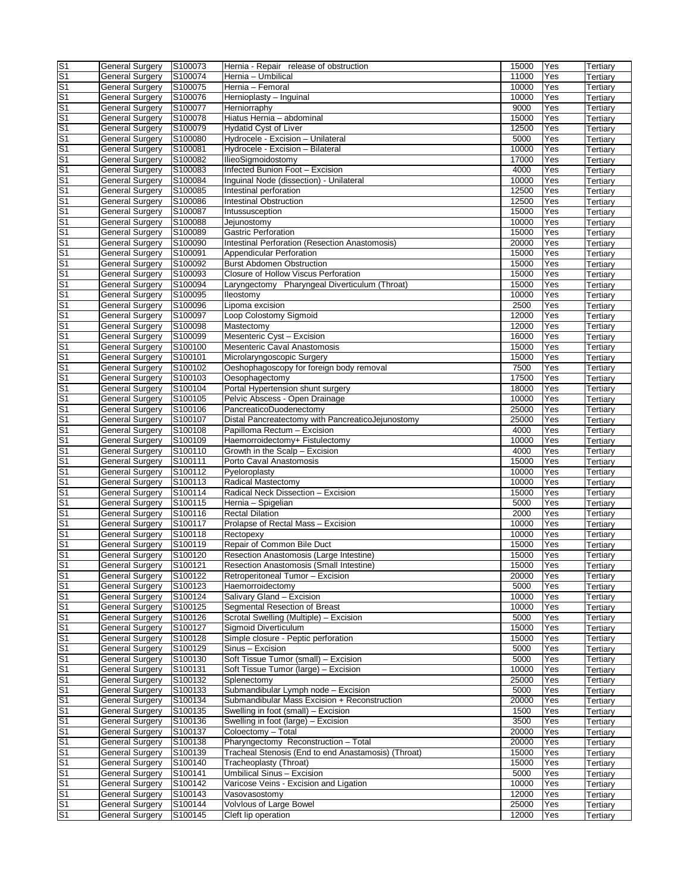| | | | | | | |
|---|---|---|---|---|---|---|
| S1 | General Surgery | S100073 | Hernia - Repair release of obstruction | 15000 | Yes | Tertiary |
| S1 | General Surgery | S100074 | Hernia – Umbilical | 11000 | Yes | Tertiary |
| S1 | General Surgery | S100075 | Hernia – Femoral | 10000 | Yes | Tertiary |
| S1 | General Surgery | S100076 | Hernioplasty – Inguinal | 10000 | Yes | Tertiary |
| S1 | General Surgery | S100077 | Herniorraphy | 9000 | Yes | Tertiary |
| S1 | General Surgery | S100078 | Hiatus Hernia – abdominal | 15000 | Yes | Tertiary |
| S1 | General Surgery | S100079 | Hydatid Cyst of Liver | 12500 | Yes | Tertiary |
| S1 | General Surgery | S100080 | Hydrocele - Excision – Unilateral | 5000 | Yes | Tertiary |
| S1 | General Surgery | S100081 | Hydrocele - Excision – Bilateral | 10000 | Yes | Tertiary |
| S1 | General Surgery | S100082 | IlieoSigmoidostomy | 17000 | Yes | Tertiary |
| S1 | General Surgery | S100083 | Infected Bunion Foot – Excision | 4000 | Yes | Tertiary |
| S1 | General Surgery | S100084 | Inguinal Node (dissection) - Unilateral | 10000 | Yes | Tertiary |
| S1 | General Surgery | S100085 | Intestinal perforation | 12500 | Yes | Tertiary |
| S1 | General Surgery | S100086 | Intestinal Obstruction | 12500 | Yes | Tertiary |
| S1 | General Surgery | S100087 | Intussusception | 15000 | Yes | Tertiary |
| S1 | General Surgery | S100088 | Jejunostomy | 10000 | Yes | Tertiary |
| S1 | General Surgery | S100089 | Gastric Perforation | 15000 | Yes | Tertiary |
| S1 | General Surgery | S100090 | Intestinal Perforation (Resection Anastomosis) | 20000 | Yes | Tertiary |
| S1 | General Surgery | S100091 | Appendicular Perforation | 15000 | Yes | Tertiary |
| S1 | General Surgery | S100092 | Burst Abdomen Obstruction | 15000 | Yes | Tertiary |
| S1 | General Surgery | S100093 | Closure of Hollow Viscus Perforation | 15000 | Yes | Tertiary |
| S1 | General Surgery | S100094 | Laryngectomy Pharyngeal Diverticulum (Throat) | 15000 | Yes | Tertiary |
| S1 | General Surgery | S100095 | Ileostomy | 10000 | Yes | Tertiary |
| S1 | General Surgery | S100096 | Lipoma excision | 2500 | Yes | Tertiary |
| S1 | General Surgery | S100097 | Loop Colostomy Sigmoid | 12000 | Yes | Tertiary |
| S1 | General Surgery | S100098 | Mastectomy | 12000 | Yes | Tertiary |
| S1 | General Surgery | S100099 | Mesenteric Cyst – Excision | 16000 | Yes | Tertiary |
| S1 | General Surgery | S100100 | Mesenteric Caval Anastomosis | 15000 | Yes | Tertiary |
| S1 | General Surgery | S100101 | Microlaryngoscopic Surgery | 15000 | Yes | Tertiary |
| S1 | General Surgery | S100102 | Oeshophagoscopy for foreign body removal | 7500 | Yes | Tertiary |
| S1 | General Surgery | S100103 | Oesophagectomy | 17500 | Yes | Tertiary |
| S1 | General Surgery | S100104 | Portal Hypertension shunt surgery | 18000 | Yes | Tertiary |
| S1 | General Surgery | S100105 | Pelvic Abscess - Open Drainage | 10000 | Yes | Tertiary |
| S1 | General Surgery | S100106 | PancreaticoDuodenectomy | 25000 | Yes | Tertiary |
| S1 | General Surgery | S100107 | Distal Pancreatectomy with PancreaticoJejunostomy | 25000 | Yes | Tertiary |
| S1 | General Surgery | S100108 | Papilloma Rectum – Excision | 4000 | Yes | Tertiary |
| S1 | General Surgery | S100109 | Haemorroidectomy+ Fistulectomy | 10000 | Yes | Tertiary |
| S1 | General Surgery | S100110 | Growth in the Scalp – Excision | 4000 | Yes | Tertiary |
| S1 | General Surgery | S100111 | Porto Caval Anastomosis | 15000 | Yes | Tertiary |
| S1 | General Surgery | S100112 | Pyeloroplasty | 10000 | Yes | Tertiary |
| S1 | General Surgery | S100113 | Radical Mastectomy | 10000 | Yes | Tertiary |
| S1 | General Surgery | S100114 | Radical Neck Dissection – Excision | 15000 | Yes | Tertiary |
| S1 | General Surgery | S100115 | Hernia – Spigelian | 5000 | Yes | Tertiary |
| S1 | General Surgery | S100116 | Rectal Dilation | 2000 | Yes | Tertiary |
| S1 | General Surgery | S100117 | Prolapse of Rectal Mass – Excision | 10000 | Yes | Tertiary |
| S1 | General Surgery | S100118 | Rectopexy | 10000 | Yes | Tertiary |
| S1 | General Surgery | S100119 | Repair of Common Bile Duct | 15000 | Yes | Tertiary |
| S1 | General Surgery | S100120 | Resection Anastomosis (Large Intestine) | 15000 | Yes | Tertiary |
| S1 | General Surgery | S100121 | Resection Anastomosis (Small Intestine) | 15000 | Yes | Tertiary |
| S1 | General Surgery | S100122 | Retroperitoneal Tumor – Excision | 20000 | Yes | Tertiary |
| S1 | General Surgery | S100123 | Haemorroidectomy | 5000 | Yes | Tertiary |
| S1 | General Surgery | S100124 | Salivary Gland – Excision | 10000 | Yes | Tertiary |
| S1 | General Surgery | S100125 | Segmental Resection of Breast | 10000 | Yes | Tertiary |
| S1 | General Surgery | S100126 | Scrotal Swelling (Multiple) – Excision | 5000 | Yes | Tertiary |
| S1 | General Surgery | S100127 | Sigmoid Diverticulum | 15000 | Yes | Tertiary |
| S1 | General Surgery | S100128 | Simple closure - Peptic perforation | 15000 | Yes | Tertiary |
| S1 | General Surgery | S100129 | Sinus – Excision | 5000 | Yes | Tertiary |
| S1 | General Surgery | S100130 | Soft Tissue Tumor (small) – Excision | 5000 | Yes | Tertiary |
| S1 | General Surgery | S100131 | Soft Tissue Tumor (large) – Excision | 10000 | Yes | Tertiary |
| S1 | General Surgery | S100132 | Splenectomy | 25000 | Yes | Tertiary |
| S1 | General Surgery | S100133 | Submandibular Lymph node – Excision | 5000 | Yes | Tertiary |
| S1 | General Surgery | S100134 | Submandibular Mass Excision + Reconstruction | 20000 | Yes | Tertiary |
| S1 | General Surgery | S100135 | Swelling in foot (small) – Excision | 1500 | Yes | Tertiary |
| S1 | General Surgery | S100136 | Swelling in foot (large) – Excision | 3500 | Yes | Tertiary |
| S1 | General Surgery | S100137 | Coloectomy – Total | 20000 | Yes | Tertiary |
| S1 | General Surgery | S100138 | Pharyngectomy Reconstruction – Total | 20000 | Yes | Tertiary |
| S1 | General Surgery | S100139 | Tracheal Stenosis (End to end Anastamosis) (Throat) | 15000 | Yes | Tertiary |
| S1 | General Surgery | S100140 | Tracheoplasty (Throat) | 15000 | Yes | Tertiary |
| S1 | General Surgery | S100141 | Umbilical Sinus – Excision | 5000 | Yes | Tertiary |
| S1 | General Surgery | S100142 | Varicose Veins - Excision and Ligation | 10000 | Yes | Tertiary |
| S1 | General Surgery | S100143 | Vasovasostomy | 12000 | Yes | Tertiary |
| S1 | General Surgery | S100144 | Volvlous of Large Bowel | 25000 | Yes | Tertiary |
| S1 | General Surgery | S100145 | Cleft lip operation | 12000 | Yes | Tertiary |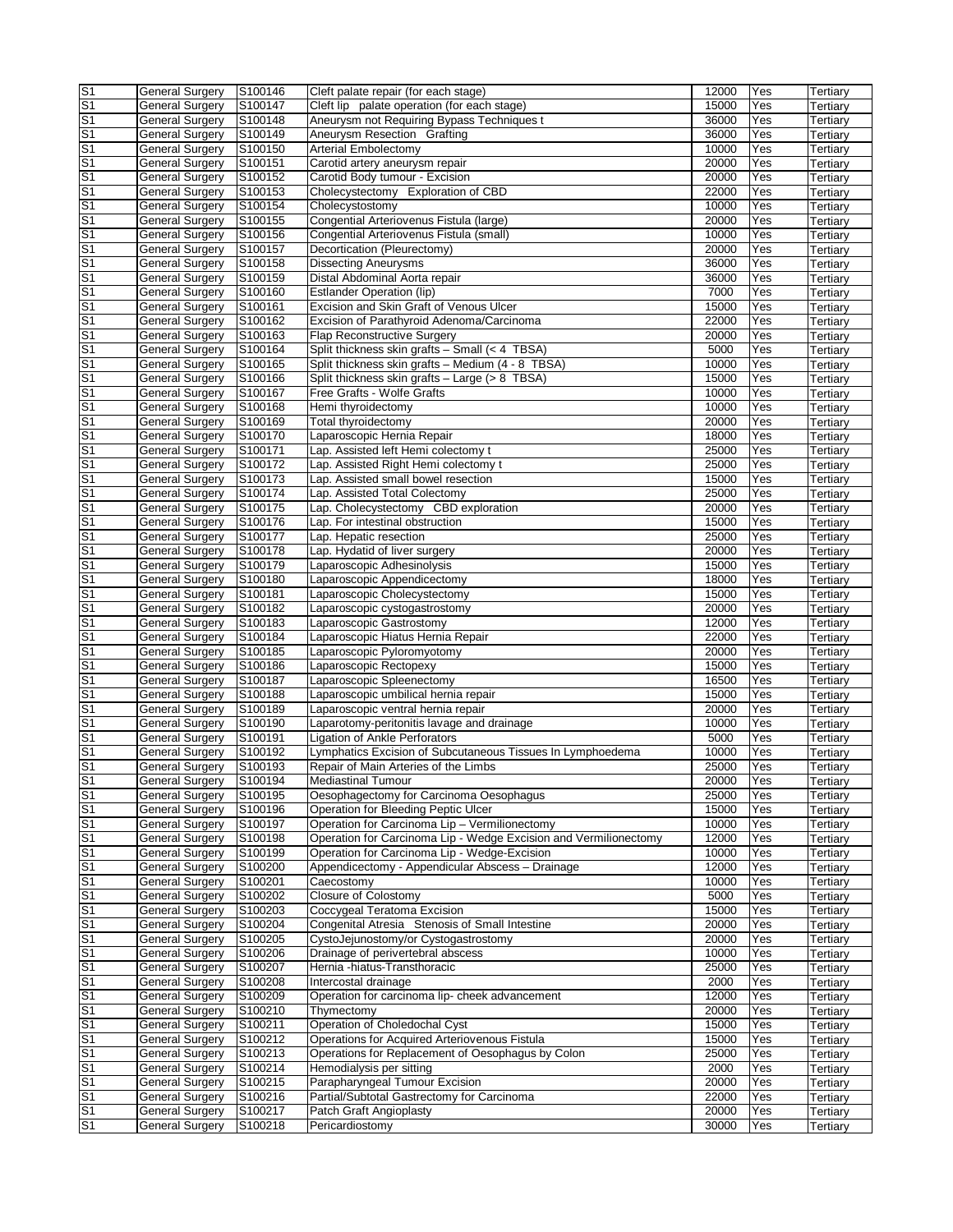| | | | | | | |
|---|---|---|---|---|---|---|
| S1 | General Surgery | S100146 | Cleft palate repair (for each stage) | 12000 | Yes | Tertiary |
| S1 | General Surgery | S100147 | Cleft lip palate operation (for each stage) | 15000 | Yes | Tertiary |
| S1 | General Surgery | S100148 | Aneurysm not Requiring Bypass Techniques t | 36000 | Yes | Tertiary |
| S1 | General Surgery | S100149 | Aneurysm Resection Grafting | 36000 | Yes | Tertiary |
| S1 | General Surgery | S100150 | Arterial Embolectomy | 10000 | Yes | Tertiary |
| S1 | General Surgery | S100151 | Carotid artery aneurysm repair | 20000 | Yes | Tertiary |
| S1 | General Surgery | S100152 | Carotid Body tumour - Excision | 20000 | Yes | Tertiary |
| S1 | General Surgery | S100153 | Cholecystectomy Exploration of CBD | 22000 | Yes | Tertiary |
| S1 | General Surgery | S100154 | Cholecystostomy | 10000 | Yes | Tertiary |
| S1 | General Surgery | S100155 | Congential Arteriovenus Fistula (large) | 20000 | Yes | Tertiary |
| S1 | General Surgery | S100156 | Congential Arteriovenus Fistula (small) | 10000 | Yes | Tertiary |
| S1 | General Surgery | S100157 | Decortication (Pleurectomy) | 20000 | Yes | Tertiary |
| S1 | General Surgery | S100158 | Dissecting Aneurysms | 36000 | Yes | Tertiary |
| S1 | General Surgery | S100159 | Distal Abdominal Aorta repair | 36000 | Yes | Tertiary |
| S1 | General Surgery | S100160 | Estlander Operation (lip) | 7000 | Yes | Tertiary |
| S1 | General Surgery | S100161 | Excision and Skin Graft of Venous Ulcer | 15000 | Yes | Tertiary |
| S1 | General Surgery | S100162 | Excision of Parathyroid Adenoma/Carcinoma | 22000 | Yes | Tertiary |
| S1 | General Surgery | S100163 | Flap Reconstructive Surgery | 20000 | Yes | Tertiary |
| S1 | General Surgery | S100164 | Split thickness skin grafts – Small (< 4 TBSA) | 5000 | Yes | Tertiary |
| S1 | General Surgery | S100165 | Split thickness skin grafts – Medium (4 - 8 TBSA) | 10000 | Yes | Tertiary |
| S1 | General Surgery | S100166 | Split thickness skin grafts – Large (> 8 TBSA) | 15000 | Yes | Tertiary |
| S1 | General Surgery | S100167 | Free Grafts - Wolfe Grafts | 10000 | Yes | Tertiary |
| S1 | General Surgery | S100168 | Hemi thyroidectomy | 10000 | Yes | Tertiary |
| S1 | General Surgery | S100169 | Total thyroidectomy | 20000 | Yes | Tertiary |
| S1 | General Surgery | S100170 | Laparoscopic Hernia Repair | 18000 | Yes | Tertiary |
| S1 | General Surgery | S100171 | Lap. Assisted left Hemi colectomy t | 25000 | Yes | Tertiary |
| S1 | General Surgery | S100172 | Lap. Assisted Right Hemi colectomy t | 25000 | Yes | Tertiary |
| S1 | General Surgery | S100173 | Lap. Assisted small bowel resection | 15000 | Yes | Tertiary |
| S1 | General Surgery | S100174 | Lap. Assisted Total Colectomy | 25000 | Yes | Tertiary |
| S1 | General Surgery | S100175 | Lap. Cholecystectomy CBD exploration | 20000 | Yes | Tertiary |
| S1 | General Surgery | S100176 | Lap. For intestinal obstruction | 15000 | Yes | Tertiary |
| S1 | General Surgery | S100177 | Lap. Hepatic resection | 25000 | Yes | Tertiary |
| S1 | General Surgery | S100178 | Lap. Hydatid of liver surgery | 20000 | Yes | Tertiary |
| S1 | General Surgery | S100179 | Laparoscopic Adhesinolysis | 15000 | Yes | Tertiary |
| S1 | General Surgery | S100180 | Laparoscopic Appendicectomy | 18000 | Yes | Tertiary |
| S1 | General Surgery | S100181 | Laparoscopic Cholecystectomy | 15000 | Yes | Tertiary |
| S1 | General Surgery | S100182 | Laparoscopic cystogastrostomy | 20000 | Yes | Tertiary |
| S1 | General Surgery | S100183 | Laparoscopic Gastrostomy | 12000 | Yes | Tertiary |
| S1 | General Surgery | S100184 | Laparoscopic Hiatus Hernia Repair | 22000 | Yes | Tertiary |
| S1 | General Surgery | S100185 | Laparoscopic Pyloromyotomy | 20000 | Yes | Tertiary |
| S1 | General Surgery | S100186 | Laparoscopic Rectopexy | 15000 | Yes | Tertiary |
| S1 | General Surgery | S100187 | Laparoscopic Spleenectomy | 16500 | Yes | Tertiary |
| S1 | General Surgery | S100188 | Laparoscopic umbilical hernia repair | 15000 | Yes | Tertiary |
| S1 | General Surgery | S100189 | Laparoscopic ventral hernia repair | 20000 | Yes | Tertiary |
| S1 | General Surgery | S100190 | Laparotomy-peritonitis lavage and drainage | 10000 | Yes | Tertiary |
| S1 | General Surgery | S100191 | Ligation of Ankle Perforators | 5000 | Yes | Tertiary |
| S1 | General Surgery | S100192 | Lymphatics Excision of Subcutaneous Tissues In Lymphoedema | 10000 | Yes | Tertiary |
| S1 | General Surgery | S100193 | Repair of Main Arteries of the Limbs | 25000 | Yes | Tertiary |
| S1 | General Surgery | S100194 | Mediastinal Tumour | 20000 | Yes | Tertiary |
| S1 | General Surgery | S100195 | Oesophagectomy for Carcinoma Oesophagus | 25000 | Yes | Tertiary |
| S1 | General Surgery | S100196 | Operation for Bleeding Peptic Ulcer | 15000 | Yes | Tertiary |
| S1 | General Surgery | S100197 | Operation for Carcinoma Lip – Vermilionectomy | 10000 | Yes | Tertiary |
| S1 | General Surgery | S100198 | Operation for Carcinoma Lip - Wedge Excision and Vermilionectomy | 12000 | Yes | Tertiary |
| S1 | General Surgery | S100199 | Operation for Carcinoma Lip - Wedge-Excision | 10000 | Yes | Tertiary |
| S1 | General Surgery | S100200 | Appendicectomy - Appendicular Abscess – Drainage | 12000 | Yes | Tertiary |
| S1 | General Surgery | S100201 | Caecostomy | 10000 | Yes | Tertiary |
| S1 | General Surgery | S100202 | Closure of Colostomy | 5000 | Yes | Tertiary |
| S1 | General Surgery | S100203 | Coccygeal Teratoma Excision | 15000 | Yes | Tertiary |
| S1 | General Surgery | S100204 | Congenital Atresia Stenosis of Small Intestine | 20000 | Yes | Tertiary |
| S1 | General Surgery | S100205 | CystoJejunostomy/or Cystogastrostomy | 20000 | Yes | Tertiary |
| S1 | General Surgery | S100206 | Drainage of perivertebral abscess | 10000 | Yes | Tertiary |
| S1 | General Surgery | S100207 | Hernia -hiatus-Transthoracic | 25000 | Yes | Tertiary |
| S1 | General Surgery | S100208 | Intercostal drainage | 2000 | Yes | Tertiary |
| S1 | General Surgery | S100209 | Operation for carcinoma lip- cheek advancement | 12000 | Yes | Tertiary |
| S1 | General Surgery | S100210 | Thymectomy | 20000 | Yes | Tertiary |
| S1 | General Surgery | S100211 | Operation of Choledochal Cyst | 15000 | Yes | Tertiary |
| S1 | General Surgery | S100212 | Operations for Acquired Arteriovenous Fistula | 15000 | Yes | Tertiary |
| S1 | General Surgery | S100213 | Operations for Replacement of Oesophagus by Colon | 25000 | Yes | Tertiary |
| S1 | General Surgery | S100214 | Hemodialysis per sitting | 2000 | Yes | Tertiary |
| S1 | General Surgery | S100215 | Parapharyngeal Tumour Excision | 20000 | Yes | Tertiary |
| S1 | General Surgery | S100216 | Partial/Subtotal Gastrectomy for Carcinoma | 22000 | Yes | Tertiary |
| S1 | General Surgery | S100217 | Patch Graft Angioplasty | 20000 | Yes | Tertiary |
| S1 | General Surgery | S100218 | Pericardiostomy | 30000 | Yes | Tertiary |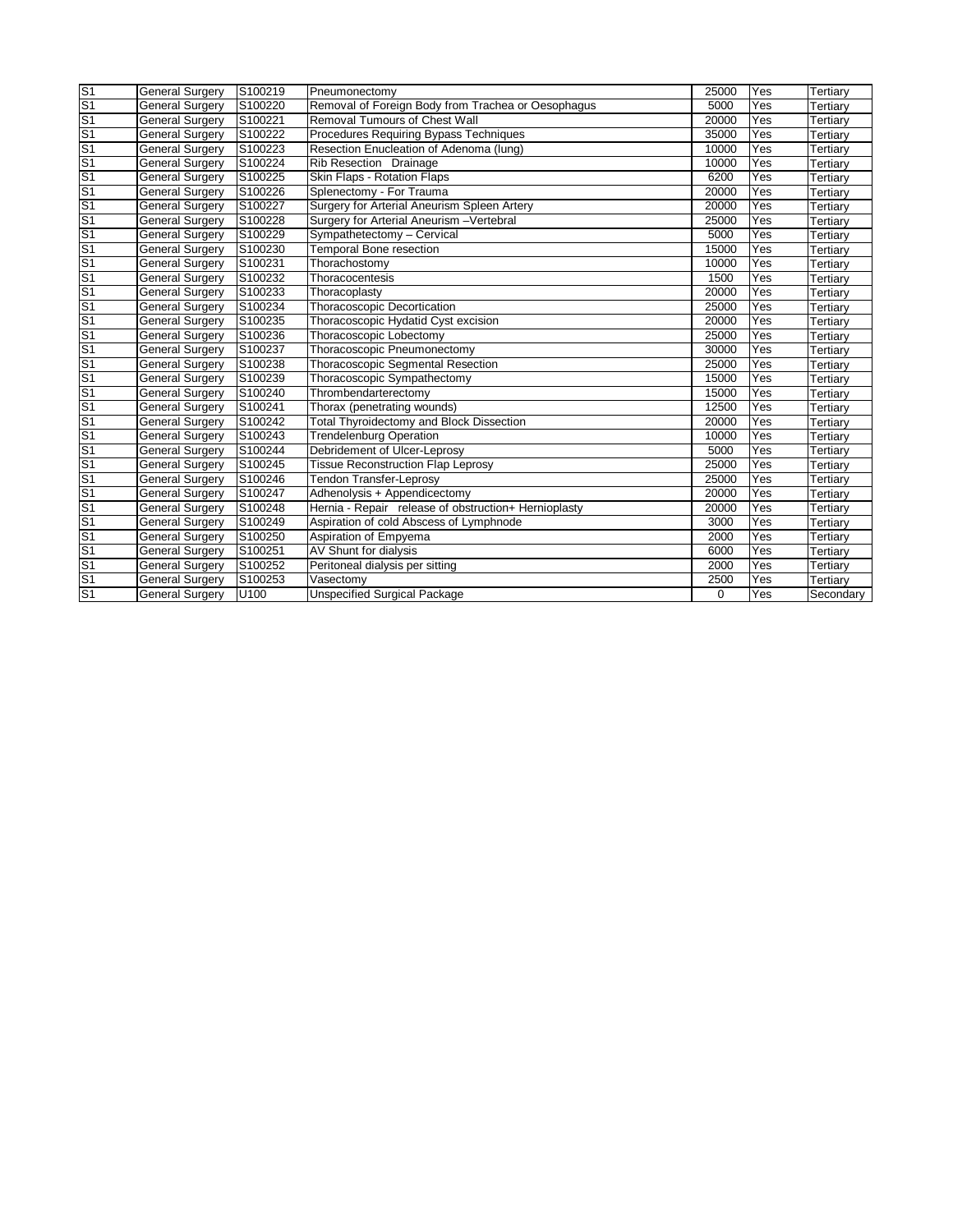| | | | | | | |
|---|---|---|---|---|---|---|
| S1 | General Surgery | S100219 | Pneumonectomy | 25000 | Yes | Tertiary |
| S1 | General Surgery | S100220 | Removal of Foreign Body from Trachea or Oesophagus | 5000 | Yes | Tertiary |
| S1 | General Surgery | S100221 | Removal Tumours of Chest Wall | 20000 | Yes | Tertiary |
| S1 | General Surgery | S100222 | Procedures Requiring Bypass Techniques | 35000 | Yes | Tertiary |
| S1 | General Surgery | S100223 | Resection Enucleation of Adenoma (lung) | 10000 | Yes | Tertiary |
| S1 | General Surgery | S100224 | Rib Resection Drainage | 10000 | Yes | Tertiary |
| S1 | General Surgery | S100225 | Skin Flaps - Rotation Flaps | 6200 | Yes | Tertiary |
| S1 | General Surgery | S100226 | Splenectomy - For Trauma | 20000 | Yes | Tertiary |
| S1 | General Surgery | S100227 | Surgery for Arterial Aneurism Spleen Artery | 20000 | Yes | Tertiary |
| S1 | General Surgery | S100228 | Surgery for Arterial Aneurism –Vertebral | 25000 | Yes | Tertiary |
| S1 | General Surgery | S100229 | Sympathetectomy – Cervical | 5000 | Yes | Tertiary |
| S1 | General Surgery | S100230 | Temporal Bone resection | 15000 | Yes | Tertiary |
| S1 | General Surgery | S100231 | Thorachostomy | 10000 | Yes | Tertiary |
| S1 | General Surgery | S100232 | Thoracocentesis | 1500 | Yes | Tertiary |
| S1 | General Surgery | S100233 | Thoracoplasty | 20000 | Yes | Tertiary |
| S1 | General Surgery | S100234 | Thoracoscopic Decortication | 25000 | Yes | Tertiary |
| S1 | General Surgery | S100235 | Thoracoscopic Hydatid Cyst excision | 20000 | Yes | Tertiary |
| S1 | General Surgery | S100236 | Thoracoscopic Lobectomy | 25000 | Yes | Tertiary |
| S1 | General Surgery | S100237 | Thoracoscopic Pneumonectomy | 30000 | Yes | Tertiary |
| S1 | General Surgery | S100238 | Thoracoscopic Segmental Resection | 25000 | Yes | Tertiary |
| S1 | General Surgery | S100239 | Thoracoscopic Sympathectomy | 15000 | Yes | Tertiary |
| S1 | General Surgery | S100240 | Thrombendarterectomy | 15000 | Yes | Tertiary |
| S1 | General Surgery | S100241 | Thorax (penetrating wounds) | 12500 | Yes | Tertiary |
| S1 | General Surgery | S100242 | Total Thyroidectomy and Block Dissection | 20000 | Yes | Tertiary |
| S1 | General Surgery | S100243 | Trendelenburg Operation | 10000 | Yes | Tertiary |
| S1 | General Surgery | S100244 | Debridement of Ulcer-Leprosy | 5000 | Yes | Tertiary |
| S1 | General Surgery | S100245 | Tissue Reconstruction Flap Leprosy | 25000 | Yes | Tertiary |
| S1 | General Surgery | S100246 | Tendon Transfer-Leprosy | 25000 | Yes | Tertiary |
| S1 | General Surgery | S100247 | Adhenolysis + Appendicectomy | 20000 | Yes | Tertiary |
| S1 | General Surgery | S100248 | Hernia - Repair release of obstruction+ Hernioplasty | 20000 | Yes | Tertiary |
| S1 | General Surgery | S100249 | Aspiration of cold Abscess of Lymphnode | 3000 | Yes | Tertiary |
| S1 | General Surgery | S100250 | Aspiration of Empyema | 2000 | Yes | Tertiary |
| S1 | General Surgery | S100251 | AV Shunt for dialysis | 6000 | Yes | Tertiary |
| S1 | General Surgery | S100252 | Peritoneal dialysis per sitting | 2000 | Yes | Tertiary |
| S1 | General Surgery | S100253 | Vasectomy | 2500 | Yes | Tertiary |
| S1 | General Surgery | U100 | Unspecified Surgical Package | 0 | Yes | Secondary |